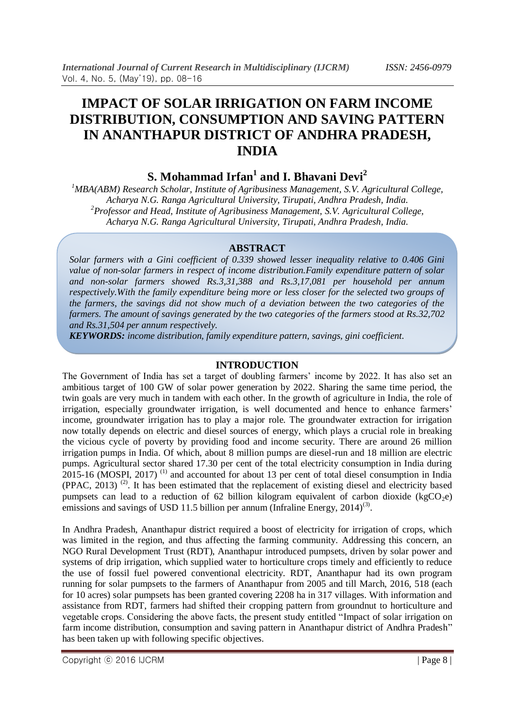# IMPACT OF SOLAR IRRIGATION ON FARM INCOME DISTRIBUTION, CONSUMPTION AND SAVING PATTERN IN ANANTHAPUR DISTRICT OF ANDHRA PRADESH, INDIA

**S. Mohammad Irfan[1] and I. Bhavani Devi[2]**

*[1]MBA(ABM) Research Scholar, Institute of Agribusiness Management, S.V. Agricultural College, Acharya N.G. Ranga Agricultural University, Tirupati, Andhra Pradesh, India.*
*[2]Professor and Head, Institute of Agribusiness Management, S.V. Agricultural College, Acharya N.G. Ranga Agricultural University, Tirupati, Andhra Pradesh, India.*

## ABSTRACT

*Solar farmers with a Gini coefficient of 0.339 showed lesser inequality relative to 0.406 Gini value of non-solar farmers in respect of income distribution.Family expenditure pattern of solar and non-solar farmers showed Rs.3,31,388 and Rs.3,17,081 per household per annum respectively.With the family expenditure being more or less closer for the selected two groups of the farmers, the savings did not show much of a deviation between the two categories of the farmers. The amount of savings generated by the two categories of the farmers stood at Rs.32,702 and Rs.31,504 per annum respectively.*

***KEYWORDS:*** *income distribution, family expenditure pattern, savings, gini coefficient.*

## INTRODUCTION

The Government of India has set a target of doubling farmers' income by 2022. It has also set an ambitious target of 100 GW of solar power generation by 2022. Sharing the same time period, the twin goals are very much in tandem with each other. In the growth of agriculture in India, the role of irrigation, especially groundwater irrigation, is well documented and hence to enhance farmers' income, groundwater irrigation has to play a major role. The groundwater extraction for irrigation now totally depends on electric and diesel sources of energy, which plays a crucial role in breaking the vicious cycle of poverty by providing food and income security. There are around 26 million irrigation pumps in India. Of which, about 8 million pumps are diesel-run and 18 million are electric pumps. Agricultural sector shared 17.30 per cent of the total electricity consumption in India during 2015-16 (MOSPI, 2017) [(1)] and accounted for about 13 per cent of total diesel consumption in India (PPAC, 2013) [(2)]. It has been estimated that the replacement of existing diesel and electricity based pumpsets can lead to a reduction of 62 billion kilogram equivalent of carbon dioxide ($kgCO_2e$) emissions and savings of USD 11.5 billion per annum (Infraline Energy, 2014)[(3)].

In Andhra Pradesh, Ananthapur district required a boost of electricity for irrigation of crops, which was limited in the region, and thus affecting the farming community. Addressing this concern, an NGO Rural Development Trust (RDT), Ananthapur introduced pumpsets, driven by solar power and systems of drip irrigation, which supplied water to horticulture crops timely and efficiently to reduce the use of fossil fuel powered conventional electricity. RDT, Ananthapur had its own program running for solar pumpsets to the farmers of Ananthapur from 2005 and till March, 2016, 518 (each for 10 acres) solar pumpsets has been granted covering 2208 ha in 317 villages. With information and assistance from RDT, farmers had shifted their cropping pattern from groundnut to horticulture and vegetable crops. Considering the above facts, the present study entitled "Impact of solar irrigation on farm income distribution, consumption and saving pattern in Ananthapur district of Andhra Pradesh" has been taken up with following specific objectives.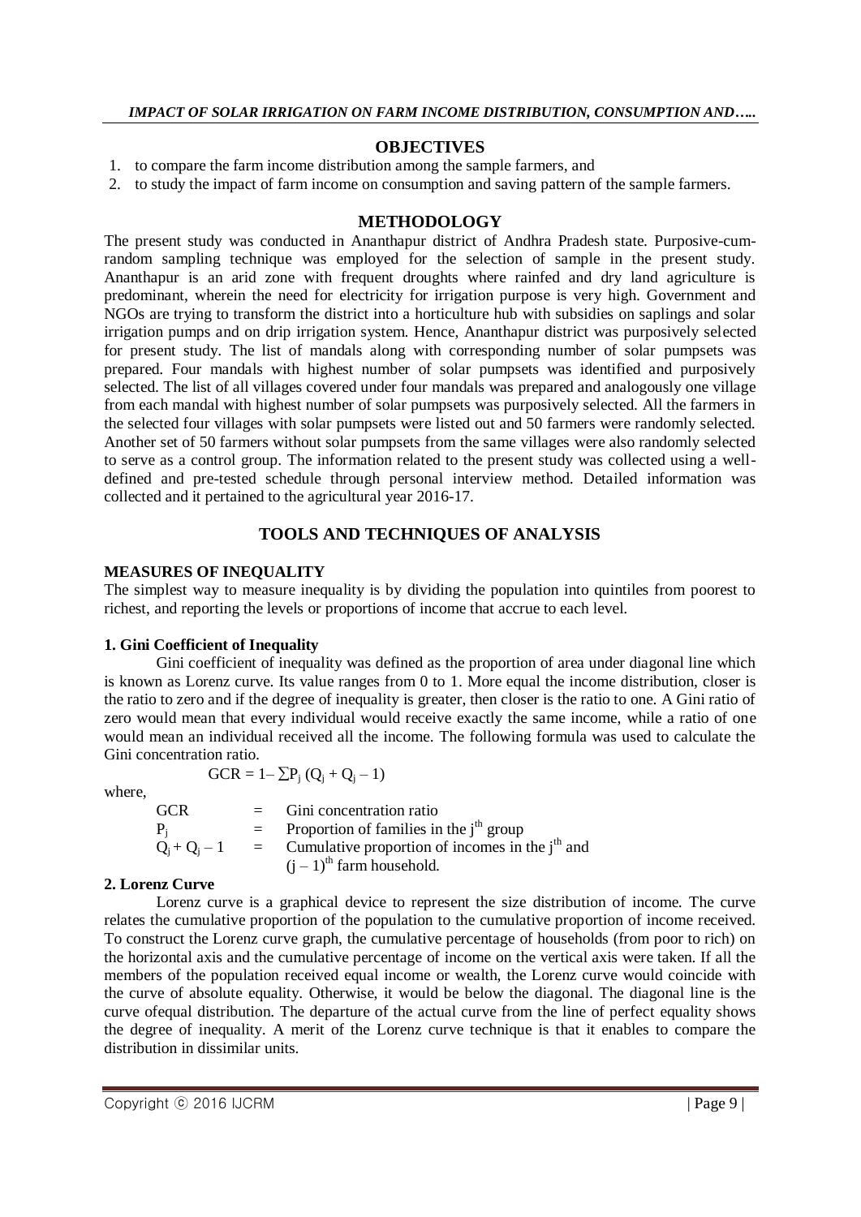## OBJECTIVES

1. to compare the farm income distribution among the sample farmers, and
2. to study the impact of farm income on consumption and saving pattern of the sample farmers.

## METHODOLOGY

The present study was conducted in Ananthapur district of Andhra Pradesh state. Purposive-cum-random sampling technique was employed for the selection of sample in the present study. Ananthapur is an arid zone with frequent droughts where rainfed and dry land agriculture is predominant, wherein the need for electricity for irrigation purpose is very high. Government and NGOs are trying to transform the district into a horticulture hub with subsidies on saplings and solar irrigation pumps and on drip irrigation system. Hence, Ananthapur district was purposively selected for present study. The list of mandals along with corresponding number of solar pumpsets was prepared. Four mandals with highest number of solar pumpsets was identified and purposively selected. The list of all villages covered under four mandals was prepared and analogously one village from each mandal with highest number of solar pumpsets was purposively selected. All the farmers in the selected four villages with solar pumpsets were listed out and 50 farmers were randomly selected. Another set of 50 farmers without solar pumpsets from the same villages were also randomly selected to serve as a control group. The information related to the present study was collected using a well-defined and pre-tested schedule through personal interview method. Detailed information was collected and it pertained to the agricultural year 2016-17.

## TOOLS AND TECHNIQUES OF ANALYSIS

### MEASURES OF INEQUALITY

The simplest way to measure inequality is by dividing the population into quintiles from poorest to richest, and reporting the levels or proportions of income that accrue to each level.

#### 1. Gini Coefficient of Inequality

Gini coefficient of inequality was defined as the proportion of area under diagonal line which is known as Lorenz curve. Its value ranges from 0 to 1. More equal the income distribution, closer is the ratio to zero and if the degree of inequality is greater, then closer is the ratio to one. A Gini ratio of zero would mean that every individual would receive exactly the same income, while a ratio of one would mean an individual received all the income. The following formula was used to calculate the Gini concentration ratio.

$$GCR = 1 - \sum P_j \left( Q_j + Q_j - 1 \right)$$

where,

GCR = Gini concentration ratio

$P_j$ = Proportion of families in the $j^{th}$ group

$Q_j + Q_j - 1$ = Cumulative proportion of incomes in the $j^{th}$ and $(j-1)^{th}$ farm household.

#### 2. Lorenz Curve

Lorenz curve is a graphical device to represent the size distribution of income. The curve relates the cumulative proportion of the population to the cumulative proportion of income received. To construct the Lorenz curve graph, the cumulative percentage of households (from poor to rich) on the horizontal axis and the cumulative percentage of income on the vertical axis were taken. If all the members of the population received equal income or wealth, the Lorenz curve would coincide with the curve of absolute equality. Otherwise, it would be below the diagonal. The diagonal line is the curve ofequal distribution. The departure of the actual curve from the line of perfect equality shows the degree of inequality. A merit of the Lorenz curve technique is that it enables to compare the distribution in dissimilar units.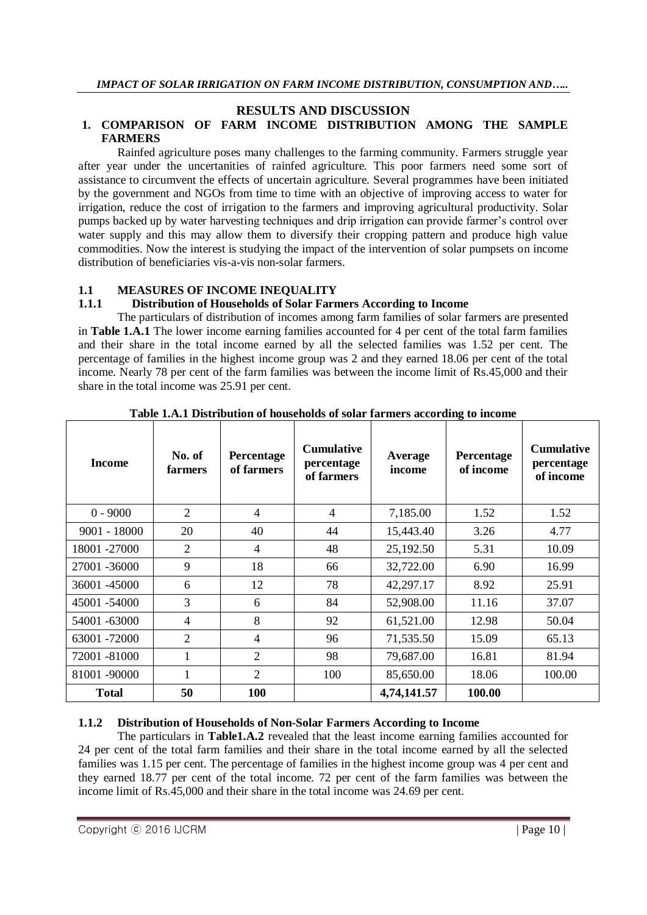## RESULTS AND DISCUSSION

### 1. COMPARISON OF FARM INCOME DISTRIBUTION AMONG THE SAMPLE FARMERS

Rainfed agriculture poses many challenges to the farming community. Farmers struggle year after year under the uncertanities of rainfed agriculture. This poor farmers need some sort of assistance to circumvent the effects of uncertain agriculture. Several programmes have been initiated by the government and NGOs from time to time with an objective of improving access to water for irrigation, reduce the cost of irrigation to the farmers and improving agricultural productivity. Solar pumps backed up by water harvesting techniques and drip irrigation can provide farmer's control over water supply and this may allow them to diversify their cropping pattern and produce high value commodities. Now the interest is studying the impact of the intervention of solar pumpsets on income distribution of beneficiaries vis-a-vis non-solar farmers.

### 1.1 MEASURES OF INCOME INEQUALITY

#### 1.1.1 Distribution of Households of Solar Farmers According to Income

The particulars of distribution of incomes among farm families of solar farmers are presented in **Table 1.A.1** The lower income earning families accounted for 4 per cent of the total farm families and their share in the total income earned by all the selected families was 1.52 per cent. The percentage of families in the highest income group was 2 and they earned 18.06 per cent of the total income. Nearly 78 per cent of the farm families was between the income limit of Rs.45,000 and their share in the total income was 25.91 per cent.

**Table 1.A.1 Distribution of households of solar farmers according to income**

| Income | No. of farmers | Percentage of farmers | Cumulative percentage of farmers | Average income | Percentage of income | Cumulative percentage of income |
|---|---|---|---|---|---|---|
| 0 - 9000 | 2 | 4 | 4 | 7,185.00 | 1.52 | 1.52 |
| 9001 - 18000 | 20 | 40 | 44 | 15,443.40 | 3.26 | 4.77 |
| 18001 -27000 | 2 | 4 | 48 | 25,192.50 | 5.31 | 10.09 |
| 27001 -36000 | 9 | 18 | 66 | 32,722.00 | 6.90 | 16.99 |
| 36001 -45000 | 6 | 12 | 78 | 42,297.17 | 8.92 | 25.91 |
| 45001 -54000 | 3 | 6 | 84 | 52,908.00 | 11.16 | 37.07 |
| 54001 -63000 | 4 | 8 | 92 | 61,521.00 | 12.98 | 50.04 |
| 63001 -72000 | 2 | 4 | 96 | 71,535.50 | 15.09 | 65.13 |
| 72001 -81000 | 1 | 2 | 98 | 79,687.00 | 16.81 | 81.94 |
| 81001 -90000 | 1 | 2 | 100 | 85,650.00 | 18.06 | 100.00 |
| **Total** | **50** | **100** | | **4,74,141.57** | **100.00** | |

#### 1.1.2 Distribution of Households of Non-Solar Farmers According to Income

The particulars in **Table1.A.2** revealed that the least income earning families accounted for 24 per cent of the total farm families and their share in the total income earned by all the selected families was 1.15 per cent. The percentage of families in the highest income group was 4 per cent and they earned 18.77 per cent of the total income. 72 per cent of the farm families was between the income limit of Rs.45,000 and their share in the total income was 24.69 per cent.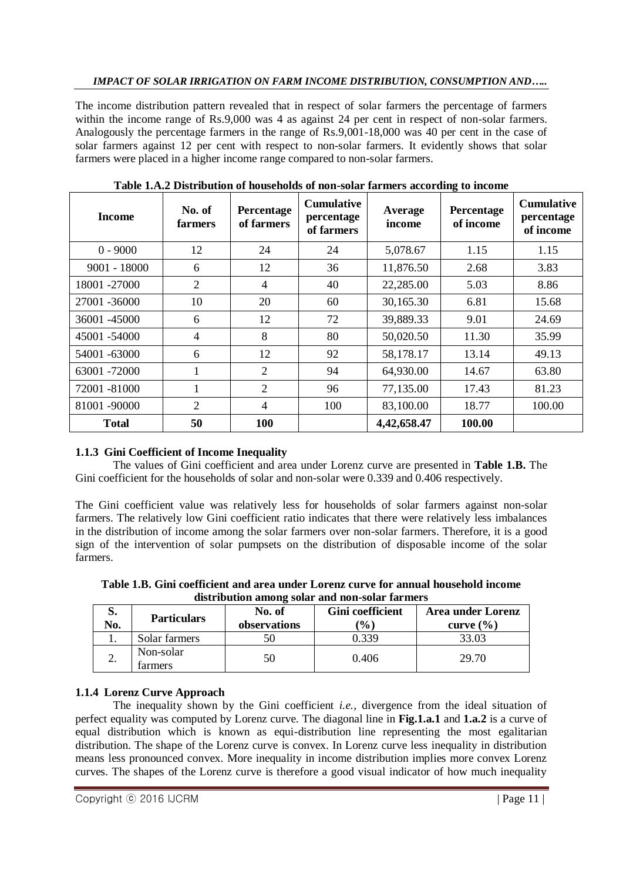The income distribution pattern revealed that in respect of solar farmers the percentage of farmers within the income range of Rs.9,000 was 4 as against 24 per cent in respect of non-solar farmers. Analogously the percentage farmers in the range of Rs.9,001-18,000 was 40 per cent in the case of solar farmers against 12 per cent with respect to non-solar farmers. It evidently shows that solar farmers were placed in a higher income range compared to non-solar farmers.

**Table 1.A.2 Distribution of households of non-solar farmers according to income**

| Income | No. of farmers | Percentage of farmers | Cumulative percentage of farmers | Average income | Percentage of income | Cumulative percentage of income |
|---|---|---|---|---|---|---|
| 0 - 9000 | 12 | 24 | 24 | 5,078.67 | 1.15 | 1.15 |
| 9001 - 18000 | 6 | 12 | 36 | 11,876.50 | 2.68 | 3.83 |
| 18001 -27000 | 2 | 4 | 40 | 22,285.00 | 5.03 | 8.86 |
| 27001 -36000 | 10 | 20 | 60 | 30,165.30 | 6.81 | 15.68 |
| 36001 -45000 | 6 | 12 | 72 | 39,889.33 | 9.01 | 24.69 |
| 45001 -54000 | 4 | 8 | 80 | 50,020.50 | 11.30 | 35.99 |
| 54001 -63000 | 6 | 12 | 92 | 58,178.17 | 13.14 | 49.13 |
| 63001 -72000 | 1 | 2 | 94 | 64,930.00 | 14.67 | 63.80 |
| 72001 -81000 | 1 | 2 | 96 | 77,135.00 | 17.43 | 81.23 |
| 81001 -90000 | 2 | 4 | 100 | 83,100.00 | 18.77 | 100.00 |
| **Total** | **50** | **100** | | **4,42,658.47** | **100.00** | |

### 1.1.3 Gini Coefficient of Income Inequality

The values of Gini coefficient and area under Lorenz curve are presented in **Table 1.B.** The Gini coefficient for the households of solar and non-solar were 0.339 and 0.406 respectively.

The Gini coefficient value was relatively less for households of solar farmers against non-solar farmers. The relatively low Gini coefficient ratio indicates that there were relatively less imbalances in the distribution of income among the solar farmers over non-solar farmers. Therefore, it is a good sign of the intervention of solar pumpsets on the distribution of disposable income of the solar farmers.

**Table 1.B. Gini coefficient and area under Lorenz curve for annual household income distribution among solar and non-solar farmers**

| S. No. | Particulars | No. of observations | Gini coefficient (%) | Area under Lorenz curve (%) |
|---|---|---|---|---|
| 1. | Solar farmers | 50 | 0.339 | 33.03 |
| 2. | Non-solar farmers | 50 | 0.406 | 29.70 |

### 1.1.4 Lorenz Curve Approach

The inequality shown by the Gini coefficient *i.e.,* divergence from the ideal situation of perfect equality was computed by Lorenz curve. The diagonal line in **Fig.1.a.1** and **1.a.2** is a curve of equal distribution which is known as equi-distribution line representing the most egalitarian distribution. The shape of the Lorenz curve is convex. In Lorenz curve less inequality in distribution means less pronounced convex. More inequality in income distribution implies more convex Lorenz curves. The shapes of the Lorenz curve is therefore a good visual indicator of how much inequality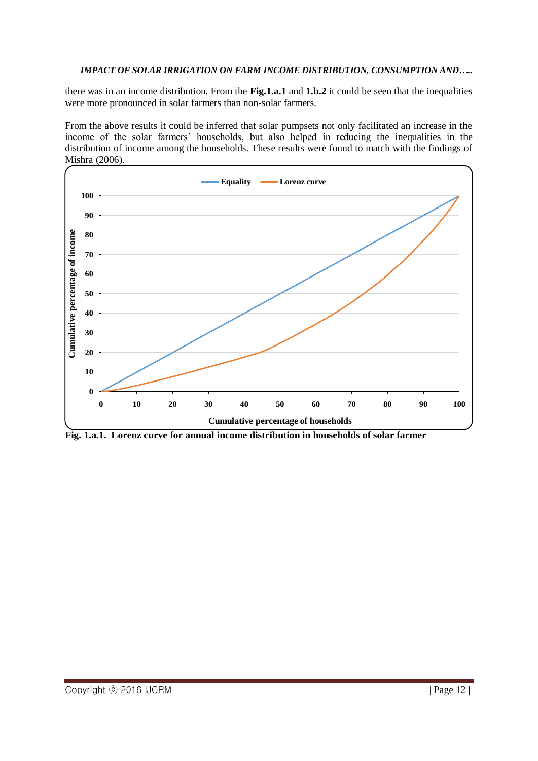there was in an income distribution. From the **Fig.1.a.1** and **1.b.2** it could be seen that the inequalities were more pronounced in solar farmers than non-solar farmers.

From the above results it could be inferred that solar pumpsets not only facilitated an increase in the income of the solar farmers' households, but also helped in reducing the inequalities in the distribution of income among the households. These results were found to match with the findings of Mishra (2006).

**Fig. 1.a.1. Lorenz curve for annual income distribution in households of solar farmer**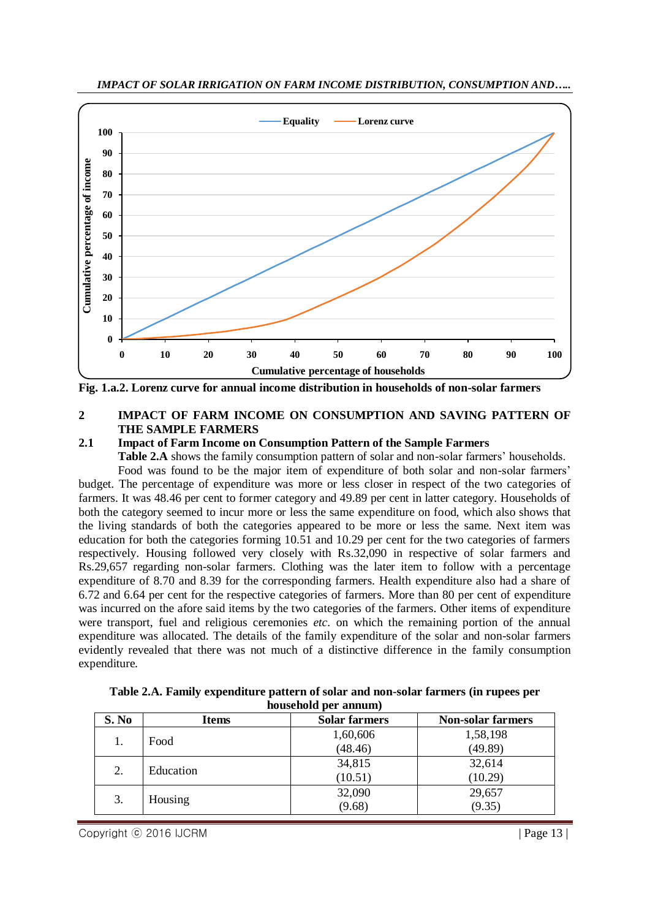Fig. 1.a.2. Lorenz curve for annual income distribution in households of non-solar farmers

## 2 IMPACT OF FARM INCOME ON CONSUMPTION AND SAVING PATTERN OF THE SAMPLE FARMERS

### 2.1 Impact of Farm Income on Consumption Pattern of the Sample Farmers

**Table 2.A** shows the family consumption pattern of solar and non-solar farmers' households.

Food was found to be the major item of expenditure of both solar and non-solar farmers' budget. The percentage of expenditure was more or less closer in respect of the two categories of farmers. It was 48.46 per cent to former category and 49.89 per cent in latter category. Households of both the category seemed to incur more or less the same expenditure on food, which also shows that the living standards of both the categories appeared to be more or less the same. Next item was education for both the categories forming 10.51 and 10.29 per cent for the two categories of farmers respectively. Housing followed very closely with Rs.32,090 in respective of solar farmers and Rs.29,657 regarding non-solar farmers. Clothing was the later item to follow with a percentage expenditure of 8.70 and 8.39 for the corresponding farmers. Health expenditure also had a share of 6.72 and 6.64 per cent for the respective categories of farmers. More than 80 per cent of expenditure was incurred on the afore said items by the two categories of the farmers. Other items of expenditure were transport, fuel and religious ceremonies *etc*. on which the remaining portion of the annual expenditure was allocated. The details of the family expenditure of the solar and non-solar farmers evidently revealed that there was not much of a distinctive difference in the family consumption expenditure.

**Table 2.A. Family expenditure pattern of solar and non-solar farmers (in rupees per household per annum)**

| S. No | Items | Solar farmers | Non-solar farmers |
|---|---|---|---|
| 1. | Food | 1,60,606 (48.46) | 1,58,198 (49.89) |
| 2. | Education | 34,815 (10.51) | 32,614 (10.29) |
| 3. | Housing | 32,090 (9.68) | 29,657 (9.35) |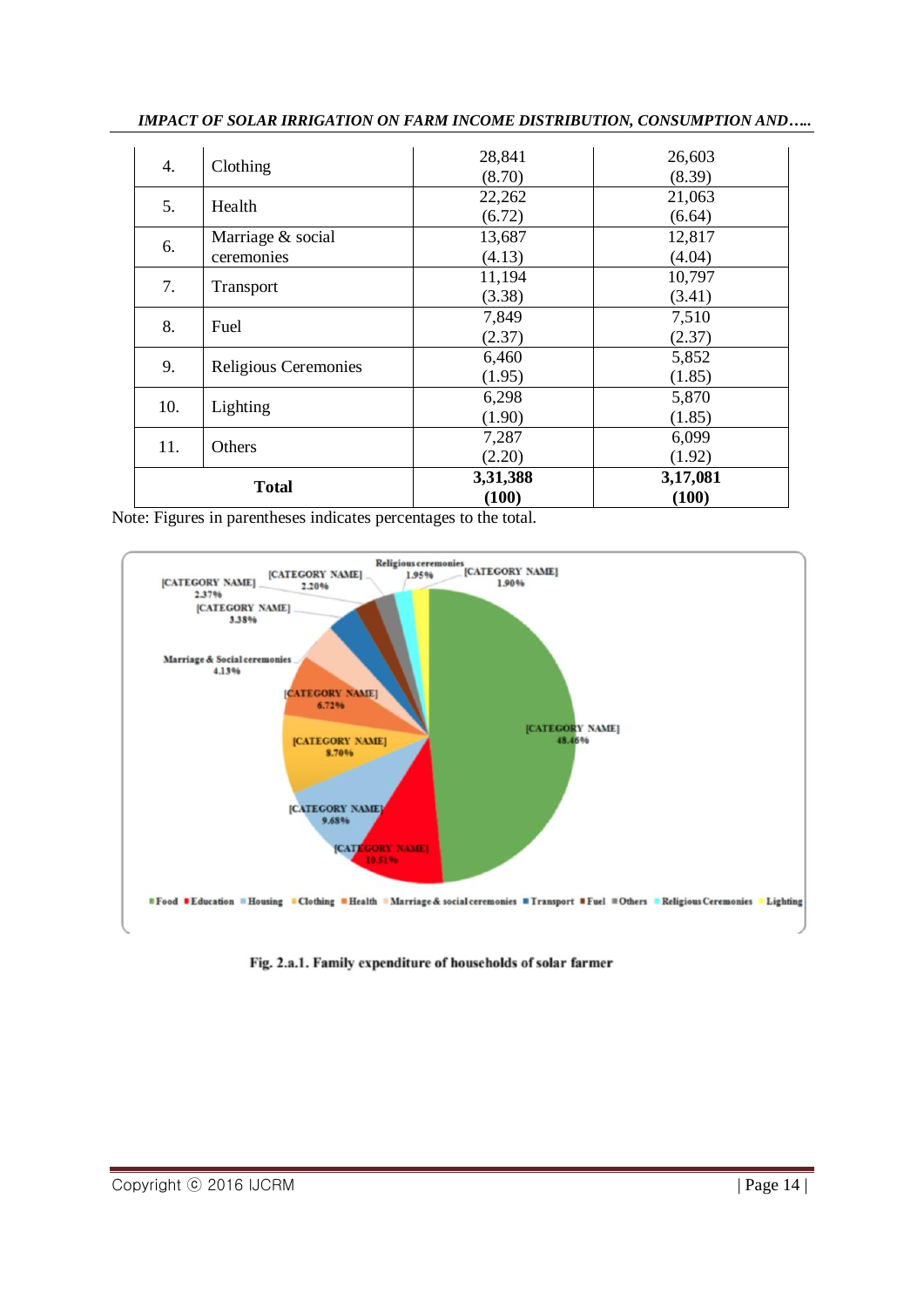| | | | |
|---|---|---|---|
| 4. | Clothing | 28,841 (8.70) | 26,603 (8.39) |
| 5. | Health | 22,262 (6.72) | 21,063 (6.64) |
| 6. | Marriage & social ceremonies | 13,687 (4.13) | 12,817 (4.04) |
| 7. | Transport | 11,194 (3.38) | 10,797 (3.41) |
| 8. | Fuel | 7,849 (2.37) | 7,510 (2.37) |
| 9. | Religious Ceremonies | 6,460 (1.95) | 5,852 (1.85) |
| 10. | Lighting | 6,298 (1.90) | 5,870 (1.85) |
| 11. | Others | 7,287 (2.20) | 6,099 (1.92) |
| **Total** | | **3,31,388 (100)** | **3,17,081 (100)** |

Note: Figures in parentheses indicates percentages to the total.

**Fig. 2.a.1. Family expenditure of households of solar farmer**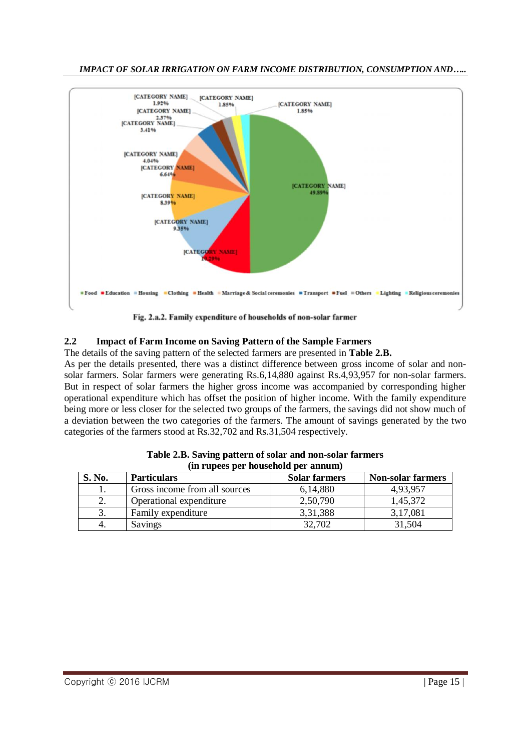Fig. 2.a.2. Family expenditure of households of non-solar farmer

## 2.2 Impact of Farm Income on Saving Pattern of the Sample Farmers

The details of the saving pattern of the selected farmers are presented in **Table 2.B.**

As per the details presented, there was a distinct difference between gross income of solar and non-solar farmers. Solar farmers were generating Rs.6,14,880 against Rs.4,93,957 for non-solar farmers. But in respect of solar farmers the higher gross income was accompanied by corresponding higher operational expenditure which has offset the position of higher income. With the family expenditure being more or less closer for the selected two groups of the farmers, the savings did not show much of a deviation between the two categories of the farmers. The amount of savings generated by the two categories of the farmers stood at Rs.32,702 and Rs.31,504 respectively.

**Table 2.B. Saving pattern of solar and non-solar farmers (in rupees per household per annum)**

| S. No. | Particulars | Solar farmers | Non-solar farmers |
|---|---|---|---|
| 1. | Gross income from all sources | 6,14,880 | 4,93,957 |
| 2. | Operational expenditure | 2,50,790 | 1,45,372 |
| 3. | Family expenditure | 3,31,388 | 3,17,081 |
| 4. | Savings | 32,702 | 31,504 |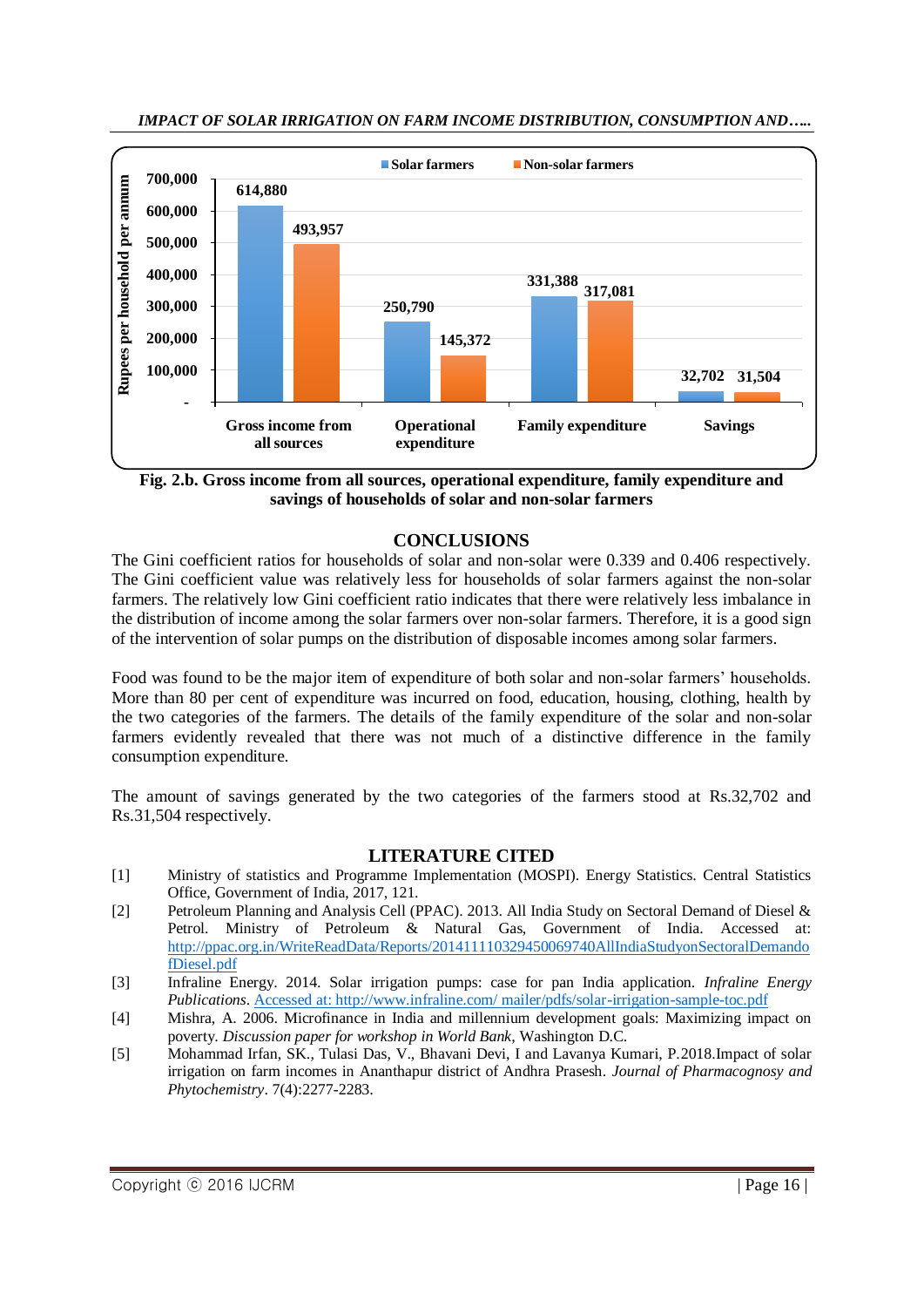Solar farmers
Non-solar farmers

Rupees per household per annum

700,000
600,000
500,000
400,000
300,000
200,000
100,000
-

614,880
493,957
250,790
145,372
331,388
317,081
32,702
31,504

Gross income from all sources
Operational expenditure
Family expenditure
Savings

**Fig. 2.b. Gross income from all sources, operational expenditure, family expenditure and savings of households of solar and non-solar farmers**

## CONCLUSIONS

The Gini coefficient ratios for households of solar and non-solar were 0.339 and 0.406 respectively. The Gini coefficient value was relatively less for households of solar farmers against the non-solar farmers. The relatively low Gini coefficient ratio indicates that there were relatively less imbalance in the distribution of income among the solar farmers over non-solar farmers. Therefore, it is a good sign of the intervention of solar pumps on the distribution of disposable incomes among solar farmers.

Food was found to be the major item of expenditure of both solar and non-solar farmers' households. More than 80 per cent of expenditure was incurred on food, education, housing, clothing, health by the two categories of the farmers. The details of the family expenditure of the solar and non-solar farmers evidently revealed that there was not much of a distinctive difference in the family consumption expenditure.

The amount of savings generated by the two categories of the farmers stood at Rs.32,702 and Rs.31,504 respectively.

## LITERATURE CITED

[1] Ministry of statistics and Programme Implementation (MOSPI). Energy Statistics. Central Statistics Office, Government of India, 2017, 121.

[2] Petroleum Planning and Analysis Cell (PPAC). 2013. All India Study on Sectoral Demand of Diesel & Petrol. Ministry of Petroleum & Natural Gas, Government of India. Accessed at: http://ppac.org.in/WriteReadData/Reports/201411110329450069740AllIndiaStudyonSectoralDemandofDiesel.pdf

[3] Infraline Energy. 2014. Solar irrigation pumps: case for pan India application. *Infraline Energy Publications*. Accessed at: http://www.infraline.com/ mailer/pdfs/solar-irrigation-sample-toc.pdf

[4] Mishra, A. 2006. Microfinance in India and millennium development goals: Maximizing impact on poverty. *Discussion paper for workshop in World Bank*, Washington D.C.

[5] Mohammad Irfan, SK., Tulasi Das, V., Bhavani Devi, I and Lavanya Kumari, P.2018.Impact of solar irrigation on farm incomes in Ananthapur district of Andhra Prasesh. *Journal of Pharmacognosy and Phytochemistry*. 7(4):2277-2283.